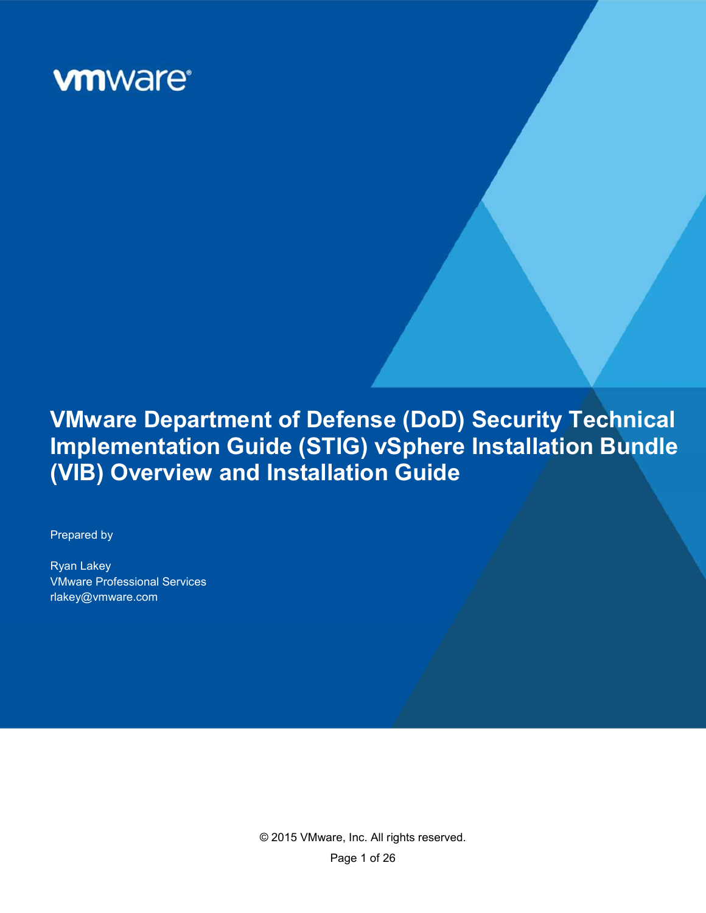vmware®

# VMware Department of Defense (DoD) Security Technical Implementation Guide (STIG) vSphere Installation Bundle (VIB) Overview and Installation Guide

Prepared by

Ryan Lakey
VMware Professional Services
rlakey@vmware.com

© 2015 VMware, Inc. All rights reserved.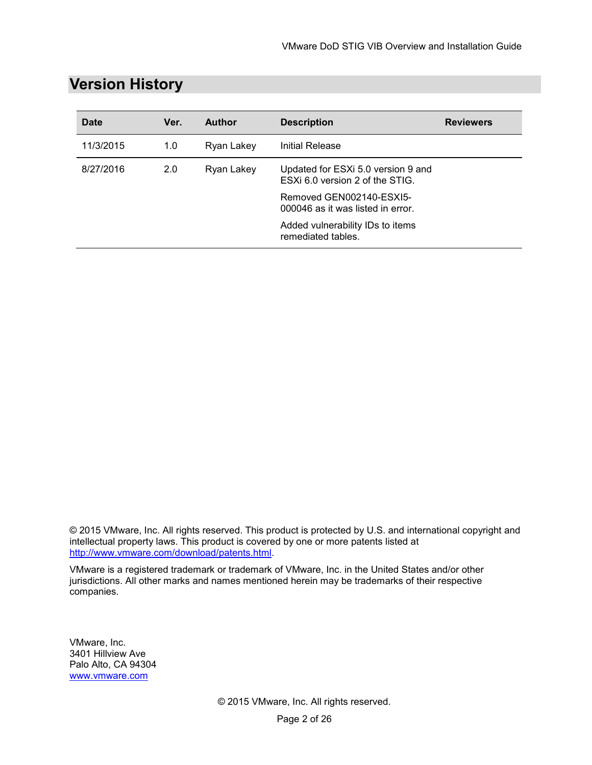# Version History

| Date | Ver. | Author | Description | Reviewers |
|---|---|---|---|---|
| 11/3/2015 | 1.0 | Ryan Lakey | Initial Release | |
| 8/27/2016 | 2.0 | Ryan Lakey | Updated for ESXi 5.0 version 9 and ESXi 6.0 version 2 of the STIG.<br><br>Removed GEN002140-ESXI5-000046 as it was listed in error.<br><br>Added vulnerability IDs to items remediated tables. | |

© 2015 VMware, Inc. All rights reserved. This product is protected by U.S. and international copyright and intellectual property laws. This product is covered by one or more patents listed at http://www.vmware.com/download/patents.html.

VMware is a registered trademark or trademark of VMware, Inc. in the United States and/or other jurisdictions. All other marks and names mentioned herein may be trademarks of their respective companies.

VMware, Inc.
3401 Hillview Ave
Palo Alto, CA 94304
www.vmware.com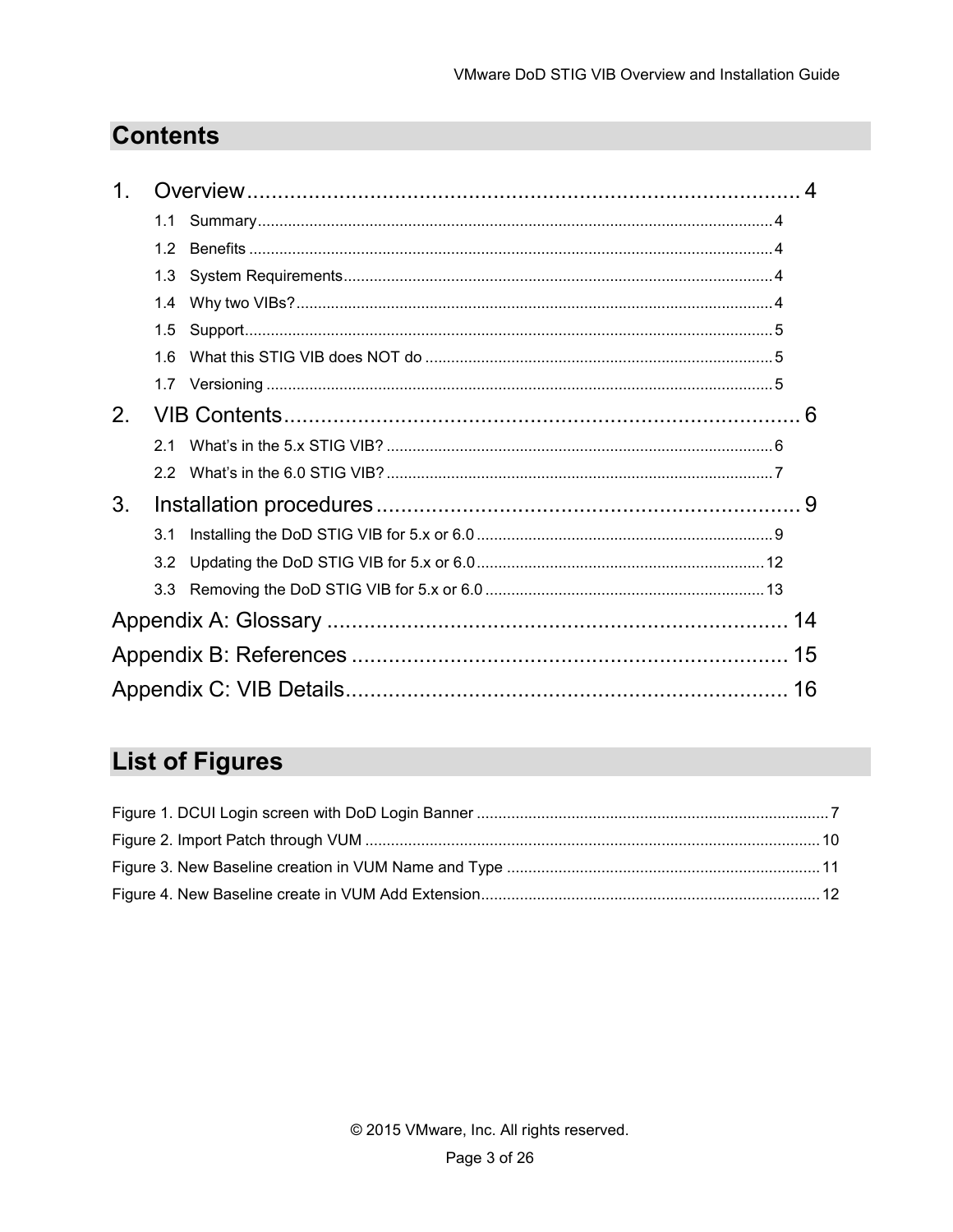# Contents

1. Overview ..... 4
   - 1.1 Summary ..... 4
   - 1.2 Benefits ..... 4
   - 1.3 System Requirements ..... 4
   - 1.4 Why two VIBs? ..... 4
   - 1.5 Support ..... 5
   - 1.6 What this STIG VIB does NOT do ..... 5
   - 1.7 Versioning ..... 5
2. VIB Contents ..... 6
   - 2.1 What's in the 5.x STIG VIB? ..... 6
   - 2.2 What's in the 6.0 STIG VIB? ..... 7
3. Installation procedures ..... 9
   - 3.1 Installing the DoD STIG VIB for 5.x or 6.0 ..... 9
   - 3.2 Updating the DoD STIG VIB for 5.x or 6.0 ..... 12
   - 3.3 Removing the DoD STIG VIB for 5.x or 6.0 ..... 13

Appendix A: Glossary ..... 14

Appendix B: References ..... 15

Appendix C: VIB Details ..... 16

# List of Figures

Figure 1. DCUI Login screen with DoD Login Banner ..... 7

Figure 2. Import Patch through VUM ..... 10

Figure 3. New Baseline creation in VUM Name and Type ..... 11

Figure 4. New Baseline create in VUM Add Extension ..... 12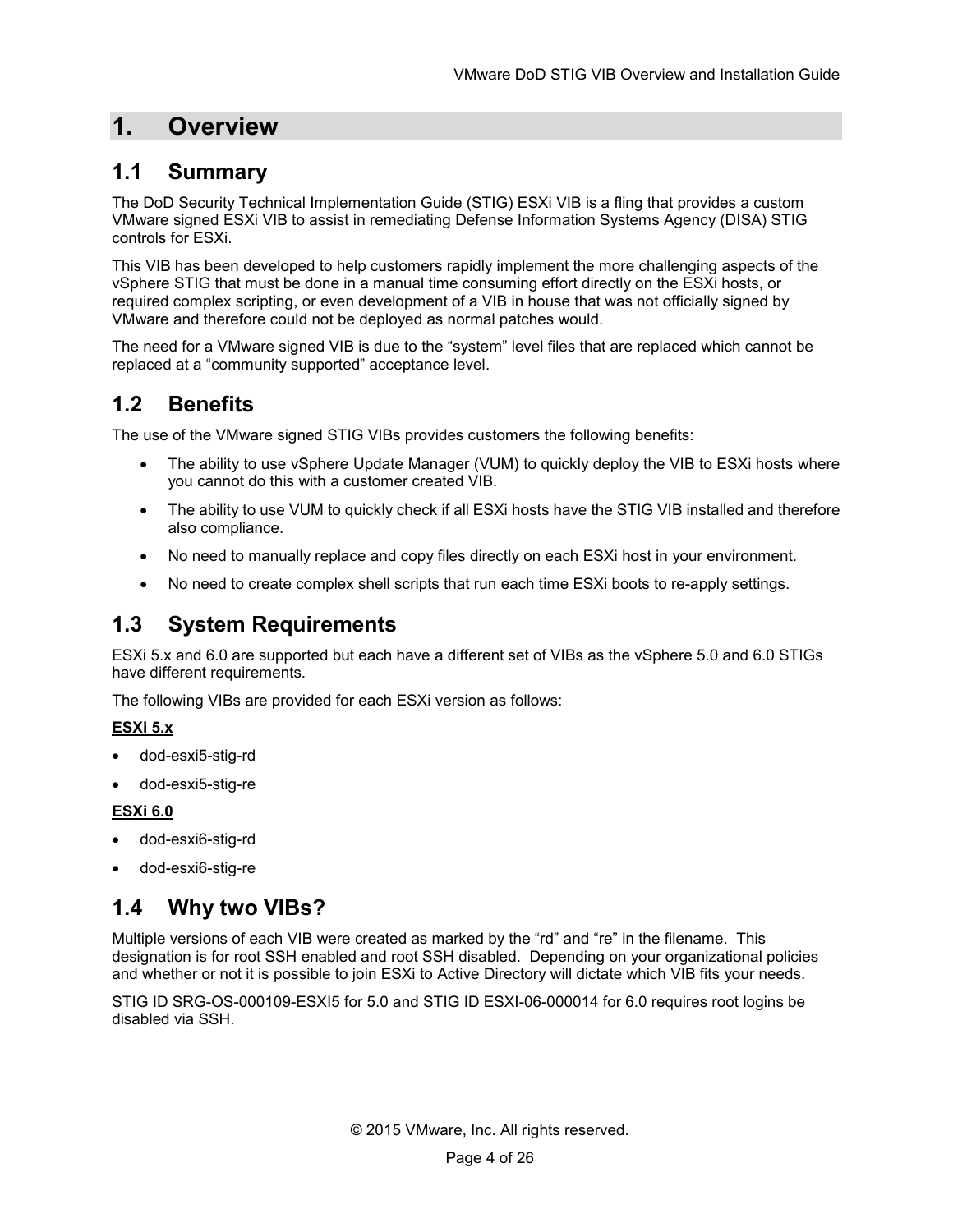# 1. Overview

## 1.1 Summary

The DoD Security Technical Implementation Guide (STIG) ESXi VIB is a fling that provides a custom VMware signed ESXi VIB to assist in remediating Defense Information Systems Agency (DISA) STIG controls for ESXi.

This VIB has been developed to help customers rapidly implement the more challenging aspects of the vSphere STIG that must be done in a manual time consuming effort directly on the ESXi hosts, or required complex scripting, or even development of a VIB in house that was not officially signed by VMware and therefore could not be deployed as normal patches would.

The need for a VMware signed VIB is due to the “system” level files that are replaced which cannot be replaced at a “community supported” acceptance level.

## 1.2 Benefits

The use of the VMware signed STIG VIBs provides customers the following benefits:

- The ability to use vSphere Update Manager (VUM) to quickly deploy the VIB to ESXi hosts where you cannot do this with a customer created VIB.
- The ability to use VUM to quickly check if all ESXi hosts have the STIG VIB installed and therefore also compliance.
- No need to manually replace and copy files directly on each ESXi host in your environment.
- No need to create complex shell scripts that run each time ESXi boots to re-apply settings.

## 1.3 System Requirements

ESXi 5.x and 6.0 are supported but each have a different set of VIBs as the vSphere 5.0 and 6.0 STIGs have different requirements.

The following VIBs are provided for each ESXi version as follows:

**ESXi 5.x**

- dod-esxi5-stig-rd
- dod-esxi5-stig-re

**ESXi 6.0**

- dod-esxi6-stig-rd
- dod-esxi6-stig-re

## 1.4 Why two VIBs?

Multiple versions of each VIB were created as marked by the “rd” and “re” in the filename. This designation is for root SSH enabled and root SSH disabled. Depending on your organizational policies and whether or not it is possible to join ESXi to Active Directory will dictate which VIB fits your needs.

STIG ID SRG-OS-000109-ESXI5 for 5.0 and STIG ID ESXI-06-000014 for 6.0 requires root logins be disabled via SSH.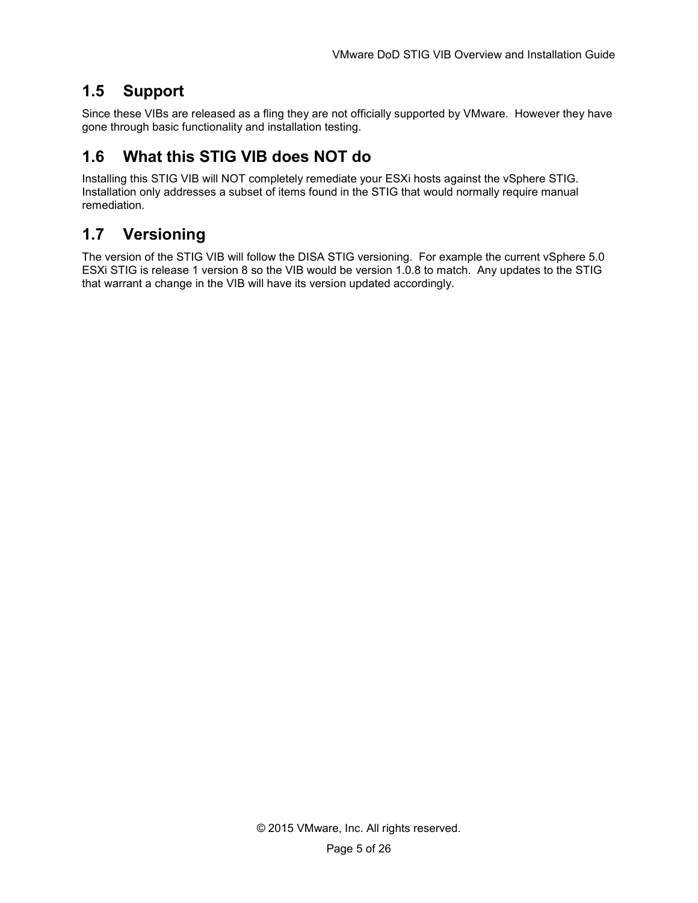## 1.5 Support

Since these VIBs are released as a fling they are not officially supported by VMware. However they have gone through basic functionality and installation testing.

## 1.6 What this STIG VIB does NOT do

Installing this STIG VIB will NOT completely remediate your ESXi hosts against the vSphere STIG. Installation only addresses a subset of items found in the STIG that would normally require manual remediation.

## 1.7 Versioning

The version of the STIG VIB will follow the DISA STIG versioning. For example the current vSphere 5.0 ESXi STIG is release 1 version 8 so the VIB would be version 1.0.8 to match. Any updates to the STIG that warrant a change in the VIB will have its version updated accordingly.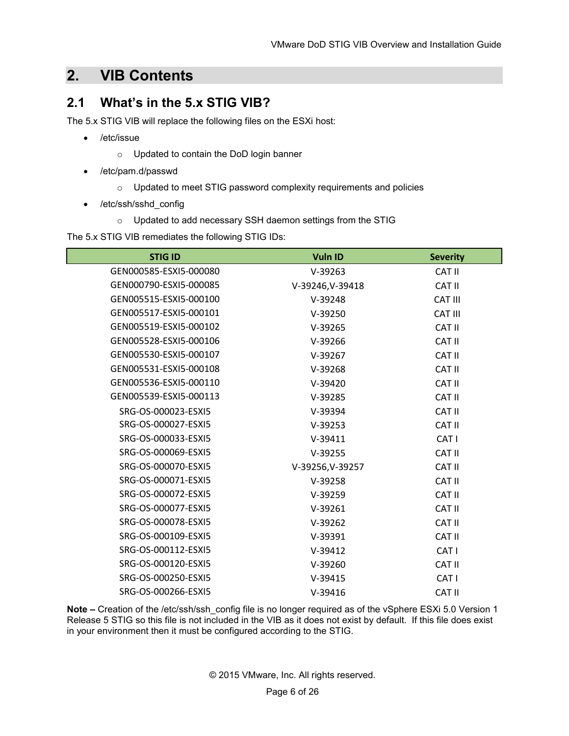# 2. VIB Contents

## 2.1 What's in the 5.x STIG VIB?

The 5.x STIG VIB will replace the following files on the ESXi host:

- /etc/issue
  - Updated to contain the DoD login banner
- /etc/pam.d/passwd
  - Updated to meet STIG password complexity requirements and policies
- /etc/ssh/sshd_config
  - Updated to add necessary SSH daemon settings from the STIG

The 5.x STIG VIB remediates the following STIG IDs:

| STIG ID | Vuln ID | Severity |
|---|---|---|
| GEN000585-ESXI5-000080 | V-39263 | CAT II |
| GEN000790-ESXI5-000085 | V-39246,V-39418 | CAT II |
| GEN005515-ESXI5-000100 | V-39248 | CAT III |
| GEN005517-ESXI5-000101 | V-39250 | CAT III |
| GEN005519-ESXI5-000102 | V-39265 | CAT II |
| GEN005528-ESXI5-000106 | V-39266 | CAT II |
| GEN005530-ESXI5-000107 | V-39267 | CAT II |
| GEN005531-ESXI5-000108 | V-39268 | CAT II |
| GEN005536-ESXI5-000110 | V-39420 | CAT II |
| GEN005539-ESXI5-000113 | V-39285 | CAT II |
| SRG-OS-000023-ESXI5 | V-39394 | CAT II |
| SRG-OS-000027-ESXI5 | V-39253 | CAT II |
| SRG-OS-000033-ESXI5 | V-39411 | CAT I |
| SRG-OS-000069-ESXI5 | V-39255 | CAT II |
| SRG-OS-000070-ESXI5 | V-39256,V-39257 | CAT II |
| SRG-OS-000071-ESXI5 | V-39258 | CAT II |
| SRG-OS-000072-ESXI5 | V-39259 | CAT II |
| SRG-OS-000077-ESXI5 | V-39261 | CAT II |
| SRG-OS-000078-ESXI5 | V-39262 | CAT II |
| SRG-OS-000109-ESXI5 | V-39391 | CAT II |
| SRG-OS-000112-ESXI5 | V-39412 | CAT I |
| SRG-OS-000120-ESXI5 | V-39260 | CAT II |
| SRG-OS-000250-ESXI5 | V-39415 | CAT I |
| SRG-OS-000266-ESXI5 | V-39416 | CAT II |

**Note –** Creation of the /etc/ssh/ssh_config file is no longer required as of the vSphere ESXi 5.0 Version 1 Release 5 STIG so this file is not included in the VIB as it does not exist by default. If this file does exist in your environment then it must be configured according to the STIG.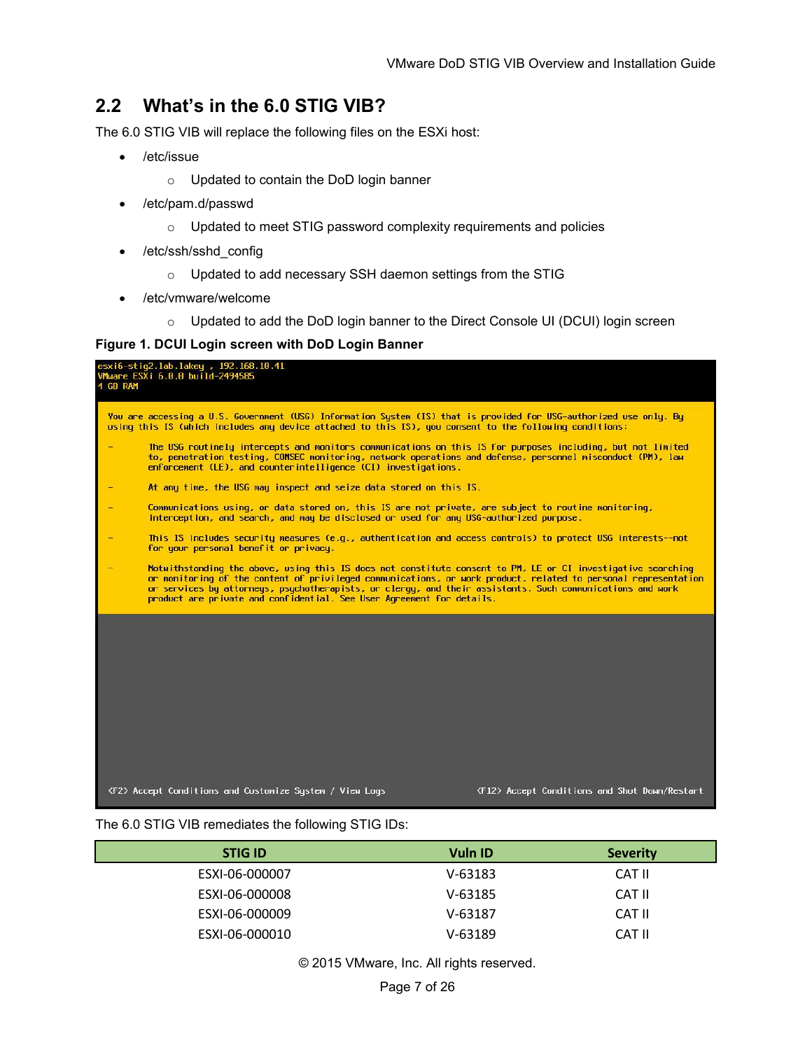## 2.2 What's in the 6.0 STIG VIB?

The 6.0 STIG VIB will replace the following files on the ESXi host:

- /etc/issue
  - Updated to contain the DoD login banner
- /etc/pam.d/passwd
  - Updated to meet STIG password complexity requirements and policies
- /etc/ssh/sshd_config
  - Updated to add necessary SSH daemon settings from the STIG
- /etc/vmware/welcome
  - Updated to add the DoD login banner to the Direct Console UI (DCUI) login screen

**Figure 1. DCUI Login screen with DoD Login Banner**

```
esxi6-stig2.lab.lakey , 192.168.10.41
VMware ESXi 6.0.0 build-2494585
4 GB RAM

You are accessing a U.S. Government (USG) Information System (IS) that is provided for USG-authorized use only. By
using this IS (which includes any device attached to this IS), you consent to the following conditions:

-       The USG routinely intercepts and monitors communications on this IS for purposes including, but not limited
        to, penetration testing, COMSEC monitoring, network operations and defense, personnel misconduct (PM), law
        enforcement (LE), and counterintelligence (CI) investigations.

-       At any time, the USG may inspect and seize data stored on this IS.

-       Communications using, or data stored on, this IS are not private, are subject to routine monitoring,
        interception, and search, and may be disclosed or used for any USG-authorized purpose.

-       This IS includes security measures (e.g., authentication and access controls) to protect USG interests--not
        for your personal benefit or privacy.

-       Notwithstanding the above, using this IS does not constitute consent to PM, LE or CI investigative searching
        or monitoring of the content of privileged communications, or work product, related to personal representation
        or services by attorneys, psychotherapists, or clergy, and their assistants. Such communications and work
        product are private and confidential. See User Agreement for details.

<F2> Accept Conditions and Customize System / View Logs          <F12> Accept Conditions and Shut Down/Restart
```

The 6.0 STIG VIB remediates the following STIG IDs:

| STIG ID | Vuln ID | Severity |
|---|---|---|
| ESXI-06-000007 | V-63183 | CAT II |
| ESXI-06-000008 | V-63185 | CAT II |
| ESXI-06-000009 | V-63187 | CAT II |
| ESXI-06-000010 | V-63189 | CAT II |

© 2015 VMware, Inc. All rights reserved.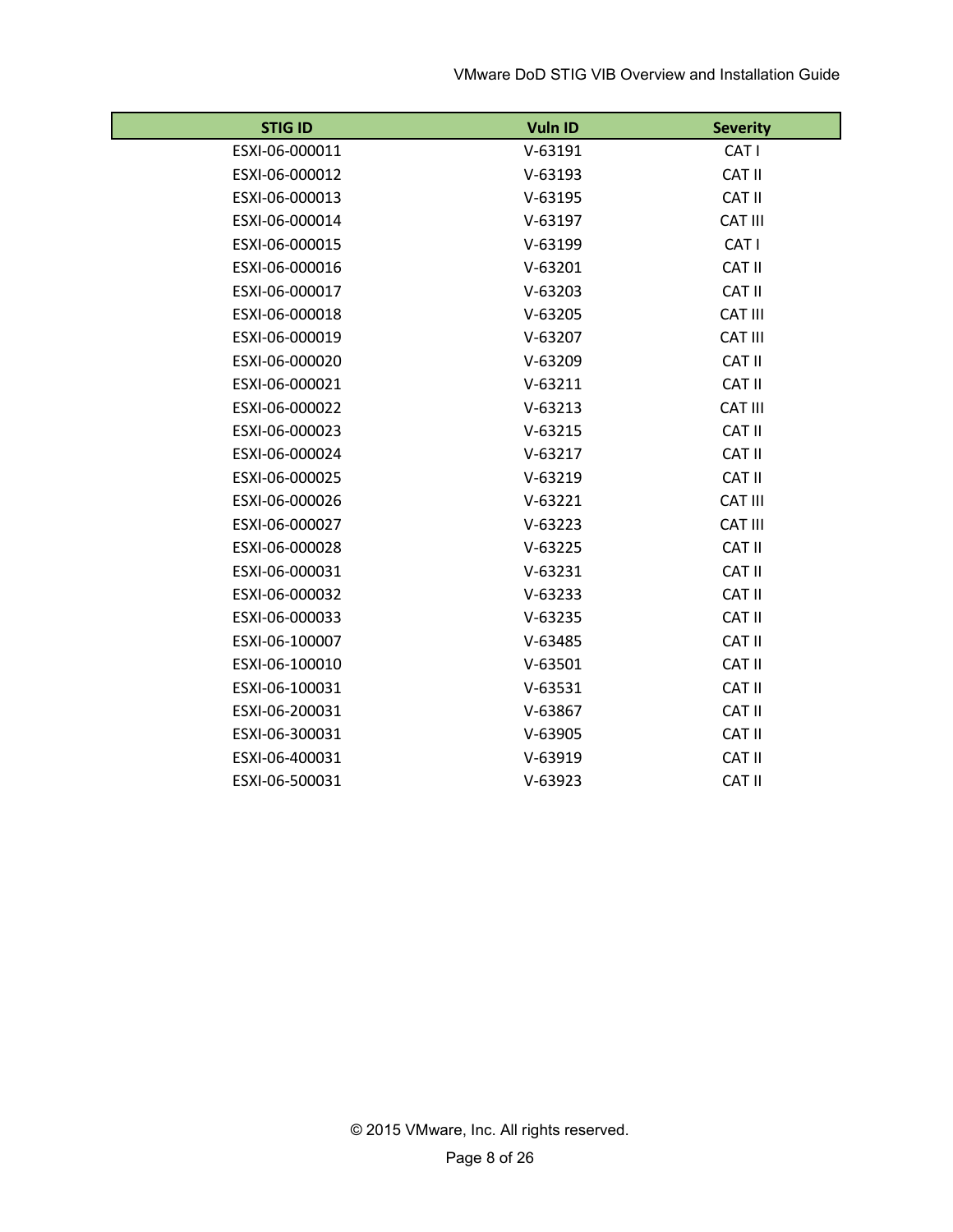| STIG ID | Vuln ID | Severity |
| --- | --- | --- |
| ESXI-06-000011 | V-63191 | CAT I |
| ESXI-06-000012 | V-63193 | CAT II |
| ESXI-06-000013 | V-63195 | CAT II |
| ESXI-06-000014 | V-63197 | CAT III |
| ESXI-06-000015 | V-63199 | CAT I |
| ESXI-06-000016 | V-63201 | CAT II |
| ESXI-06-000017 | V-63203 | CAT II |
| ESXI-06-000018 | V-63205 | CAT III |
| ESXI-06-000019 | V-63207 | CAT III |
| ESXI-06-000020 | V-63209 | CAT II |
| ESXI-06-000021 | V-63211 | CAT II |
| ESXI-06-000022 | V-63213 | CAT III |
| ESXI-06-000023 | V-63215 | CAT II |
| ESXI-06-000024 | V-63217 | CAT II |
| ESXI-06-000025 | V-63219 | CAT II |
| ESXI-06-000026 | V-63221 | CAT III |
| ESXI-06-000027 | V-63223 | CAT III |
| ESXI-06-000028 | V-63225 | CAT II |
| ESXI-06-000031 | V-63231 | CAT II |
| ESXI-06-000032 | V-63233 | CAT II |
| ESXI-06-000033 | V-63235 | CAT II |
| ESXI-06-100007 | V-63485 | CAT II |
| ESXI-06-100010 | V-63501 | CAT II |
| ESXI-06-100031 | V-63531 | CAT II |
| ESXI-06-200031 | V-63867 | CAT II |
| ESXI-06-300031 | V-63905 | CAT II |
| ESXI-06-400031 | V-63919 | CAT II |
| ESXI-06-500031 | V-63923 | CAT II |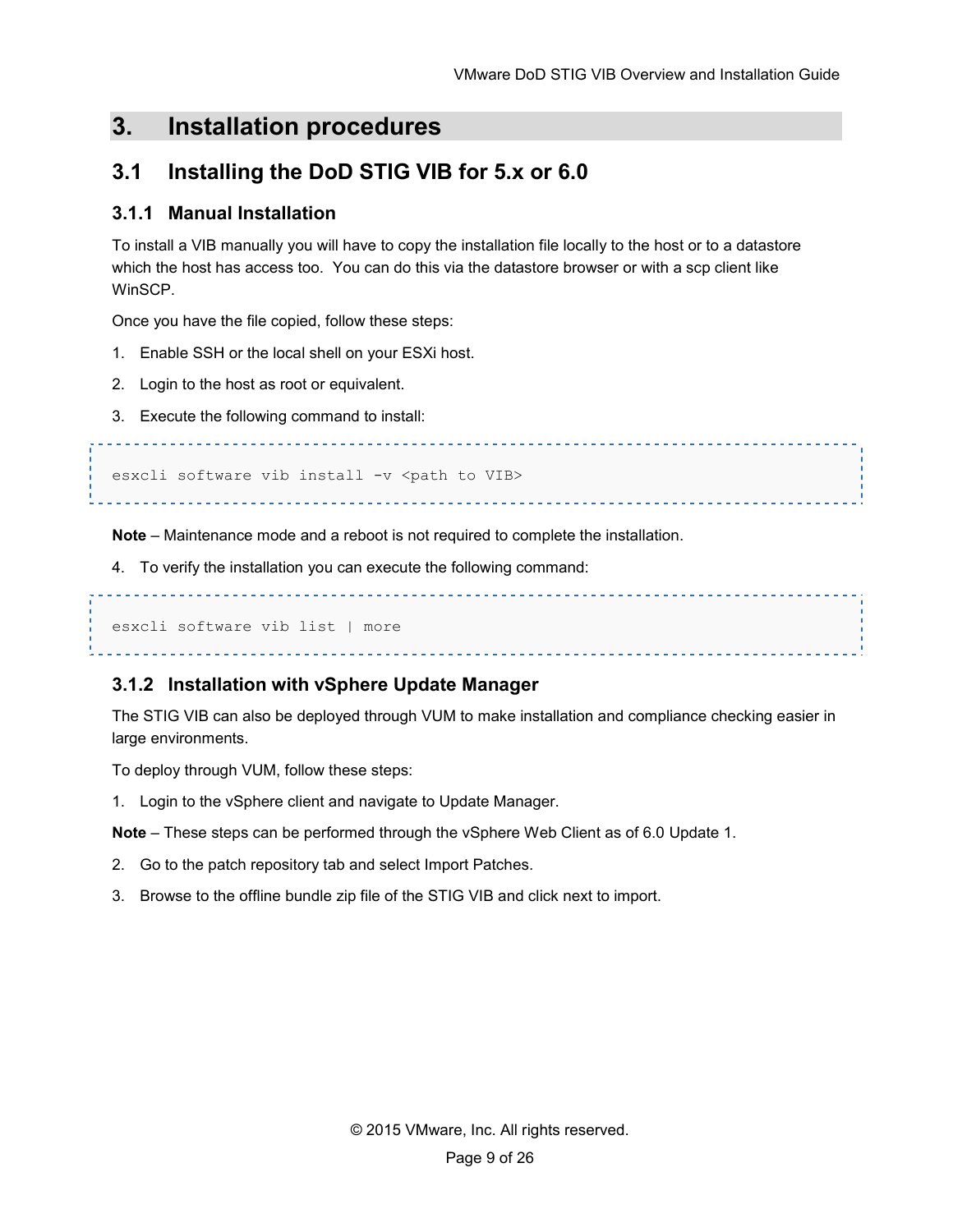# 3. Installation procedures

## 3.1 Installing the DoD STIG VIB for 5.x or 6.0

### 3.1.1 Manual Installation

To install a VIB manually you will have to copy the installation file locally to the host or to a datastore which the host has access too. You can do this via the datastore browser or with a scp client like WinSCP.

Once you have the file copied, follow these steps:

1. Enable SSH or the local shell on your ESXi host.
2. Login to the host as root or equivalent.
3. Execute the following command to install:

```
esxcli software vib install -v <path to VIB>
```

**Note** – Maintenance mode and a reboot is not required to complete the installation.

4. To verify the installation you can execute the following command:

```
esxcli software vib list | more
```

### 3.1.2 Installation with vSphere Update Manager

The STIG VIB can also be deployed through VUM to make installation and compliance checking easier in large environments.

To deploy through VUM, follow these steps:

1. Login to the vSphere client and navigate to Update Manager.

**Note** – These steps can be performed through the vSphere Web Client as of 6.0 Update 1.

2. Go to the patch repository tab and select Import Patches.
3. Browse to the offline bundle zip file of the STIG VIB and click next to import.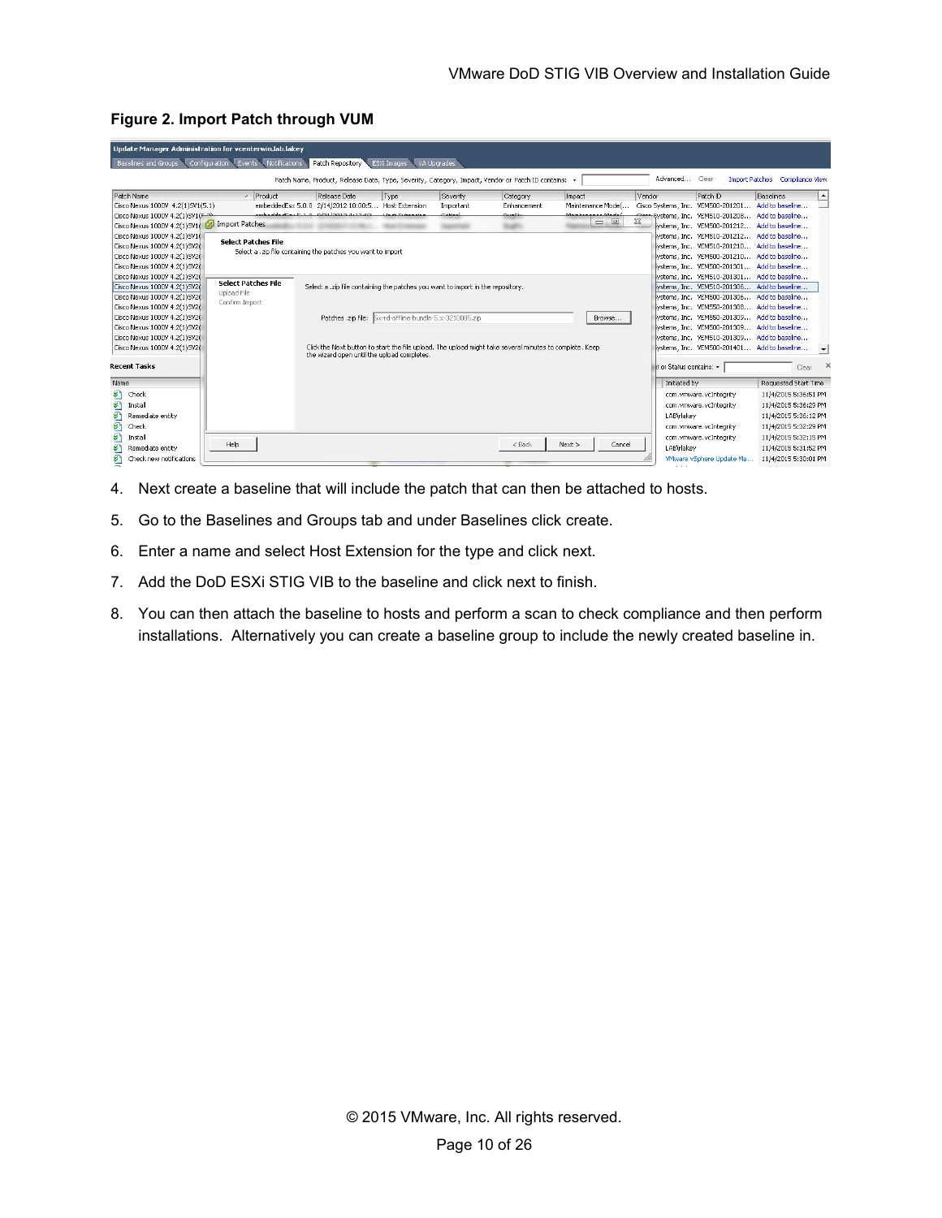**Figure 2. Import Patch through VUM**

4. Next create a baseline that will include the patch that can then be attached to hosts.
5. Go to the Baselines and Groups tab and under Baselines click create.
6. Enter a name and select Host Extension for the type and click next.
7. Add the DoD ESXi STIG VIB to the baseline and click next to finish.
8. You can then attach the baseline to hosts and perform a scan to check compliance and then perform installations. Alternatively you can create a baseline group to include the newly created baseline in.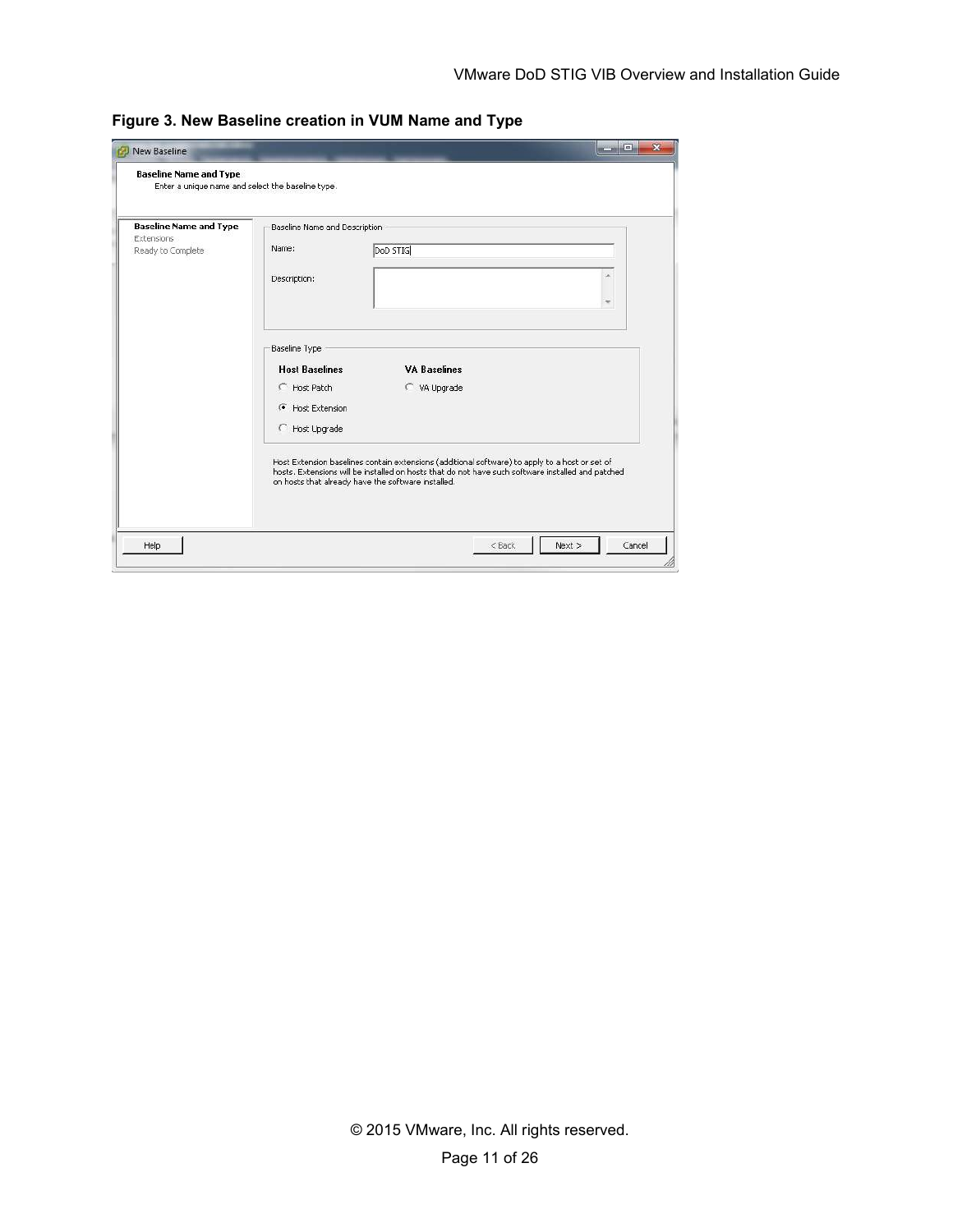**Figure 3. New Baseline creation in VUM Name and Type**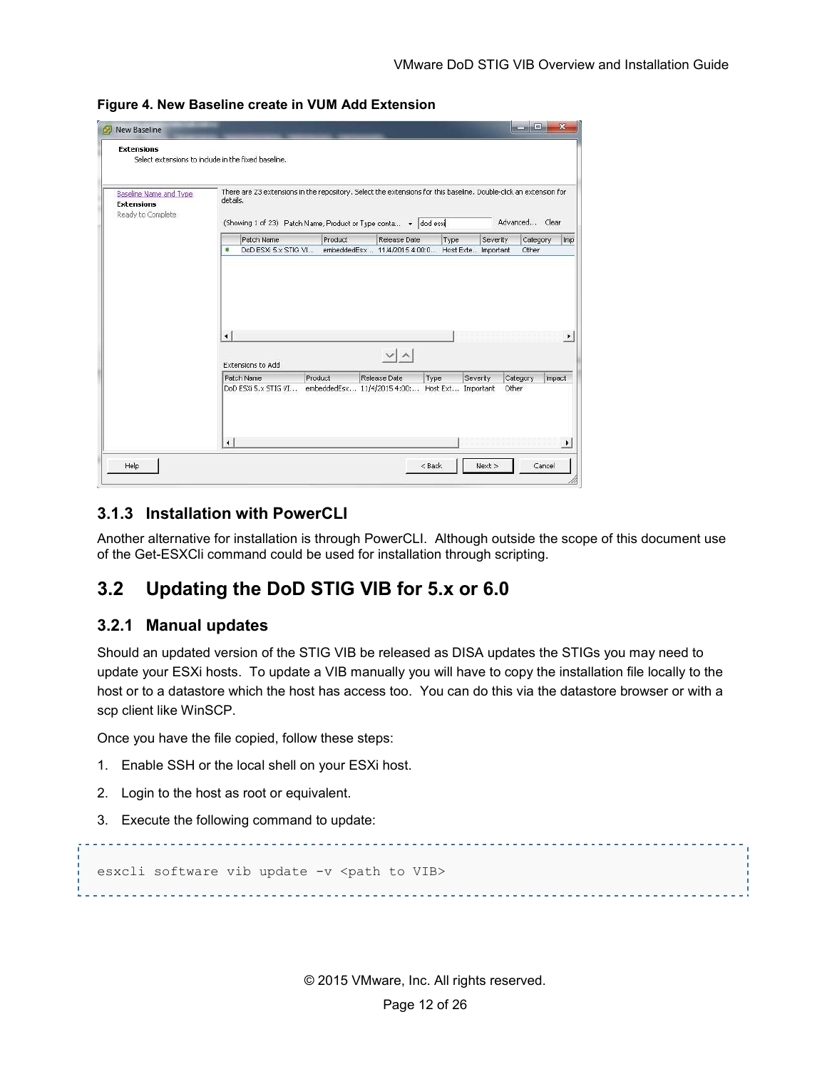**Figure 4. New Baseline create in VUM Add Extension**

### 3.1.3 Installation with PowerCLI

Another alternative for installation is through PowerCLI. Although outside the scope of this document use of the Get-ESXCli command could be used for installation through scripting.

## 3.2 Updating the DoD STIG VIB for 5.x or 6.0

### 3.2.1 Manual updates

Should an updated version of the STIG VIB be released as DISA updates the STIGs you may need to update your ESXi hosts. To update a VIB manually you will have to copy the installation file locally to the host or to a datastore which the host has access too. You can do this via the datastore browser or with a scp client like WinSCP.

Once you have the file copied, follow these steps:

1. Enable SSH or the local shell on your ESXi host.
2. Login to the host as root or equivalent.
3. Execute the following command to update:

```
esxcli software vib update -v <path to VIB>
```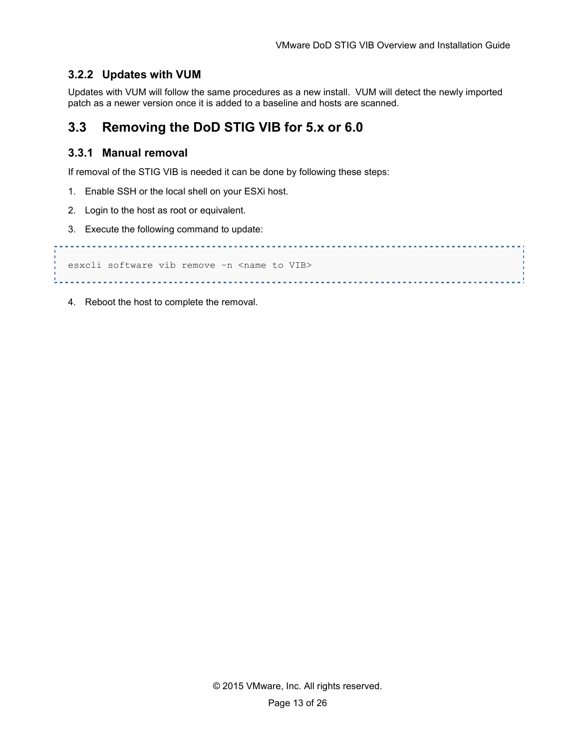### 3.2.2 Updates with VUM

Updates with VUM will follow the same procedures as a new install. VUM will detect the newly imported patch as a newer version once it is added to a baseline and hosts are scanned.

## 3.3 Removing the DoD STIG VIB for 5.x or 6.0

### 3.3.1 Manual removal

If removal of the STIG VIB is needed it can be done by following these steps:

1. Enable SSH or the local shell on your ESXi host.
2. Login to the host as root or equivalent.
3. Execute the following command to update:

```
esxcli software vib remove –n <name to VIB>
```

4. Reboot the host to complete the removal.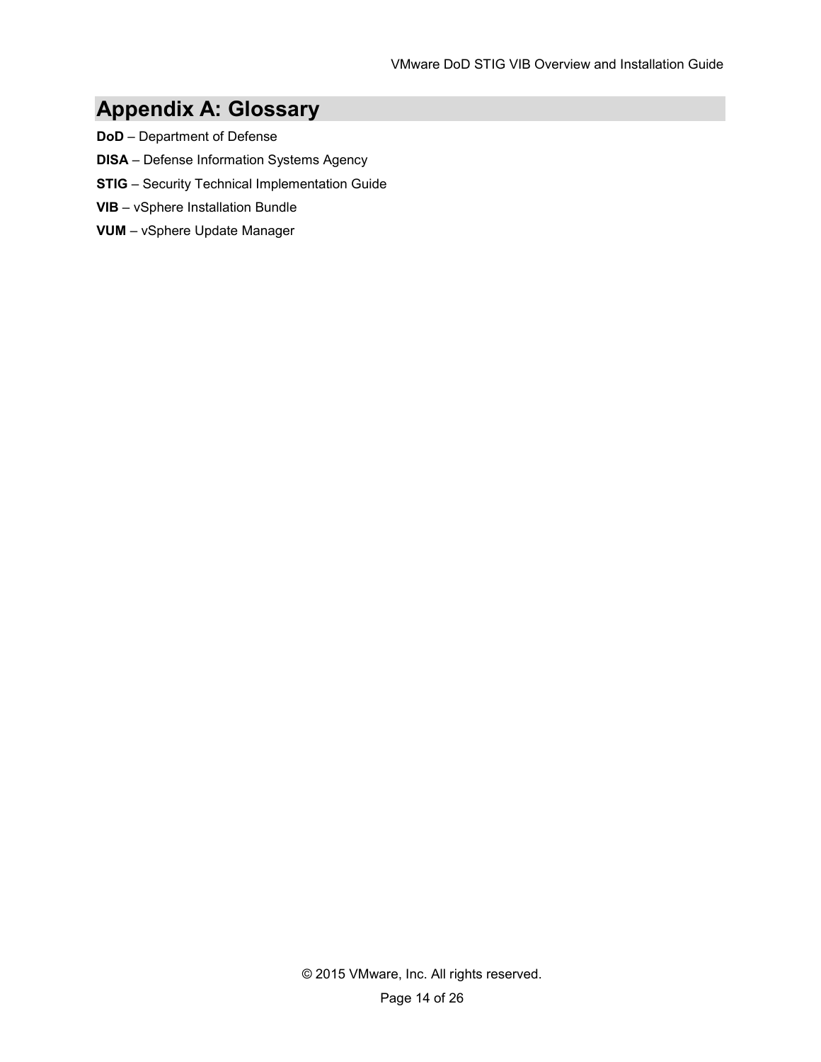# Appendix A: Glossary

**DoD** – Department of Defense

**DISA** – Defense Information Systems Agency

**STIG** – Security Technical Implementation Guide

**VIB** – vSphere Installation Bundle

**VUM** – vSphere Update Manager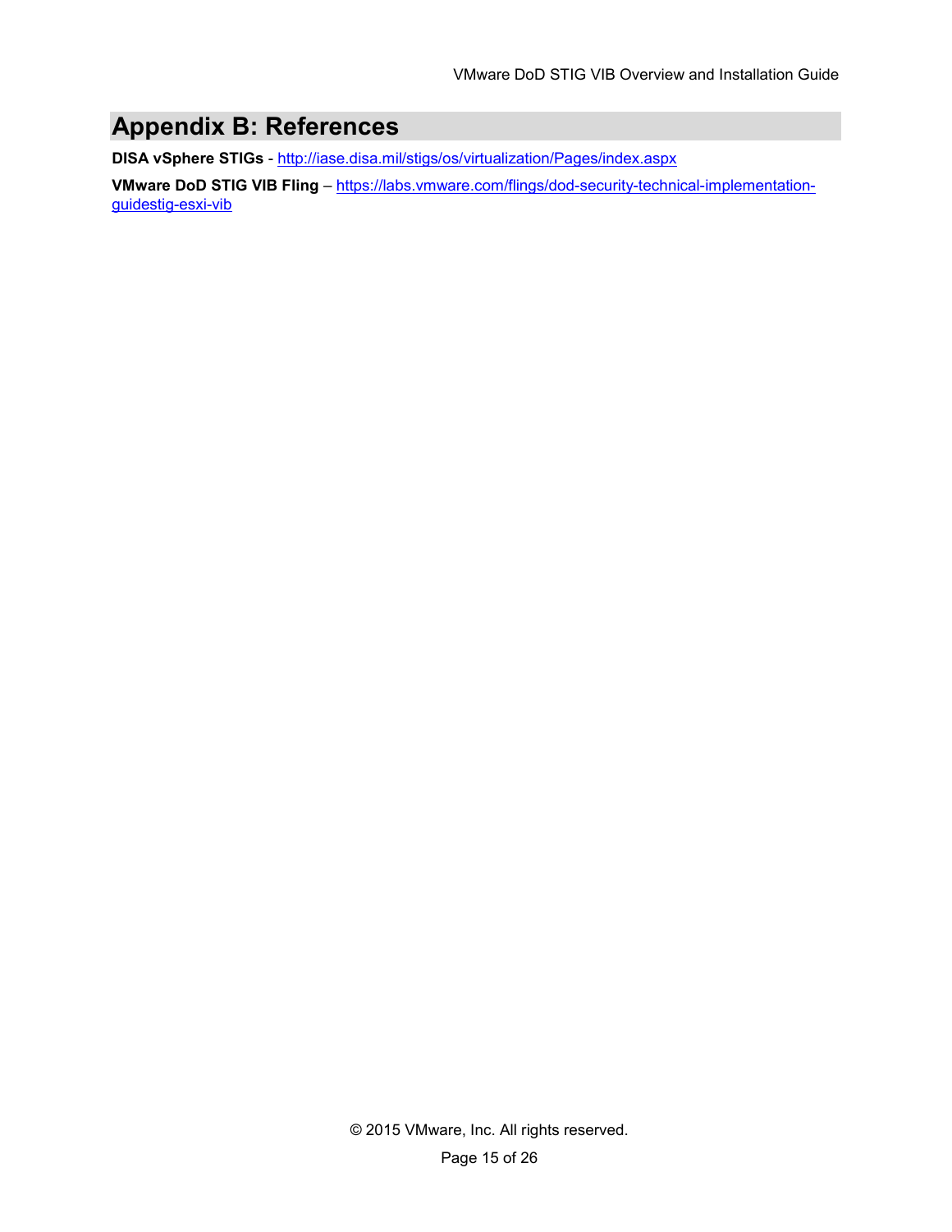# Appendix B: References

**DISA vSphere STIGs** - http://iase.disa.mil/stigs/os/virtualization/Pages/index.aspx

**VMware DoD STIG VIB Fling** – https://labs.vmware.com/flings/dod-security-technical-implementation-guidestig-esxi-vib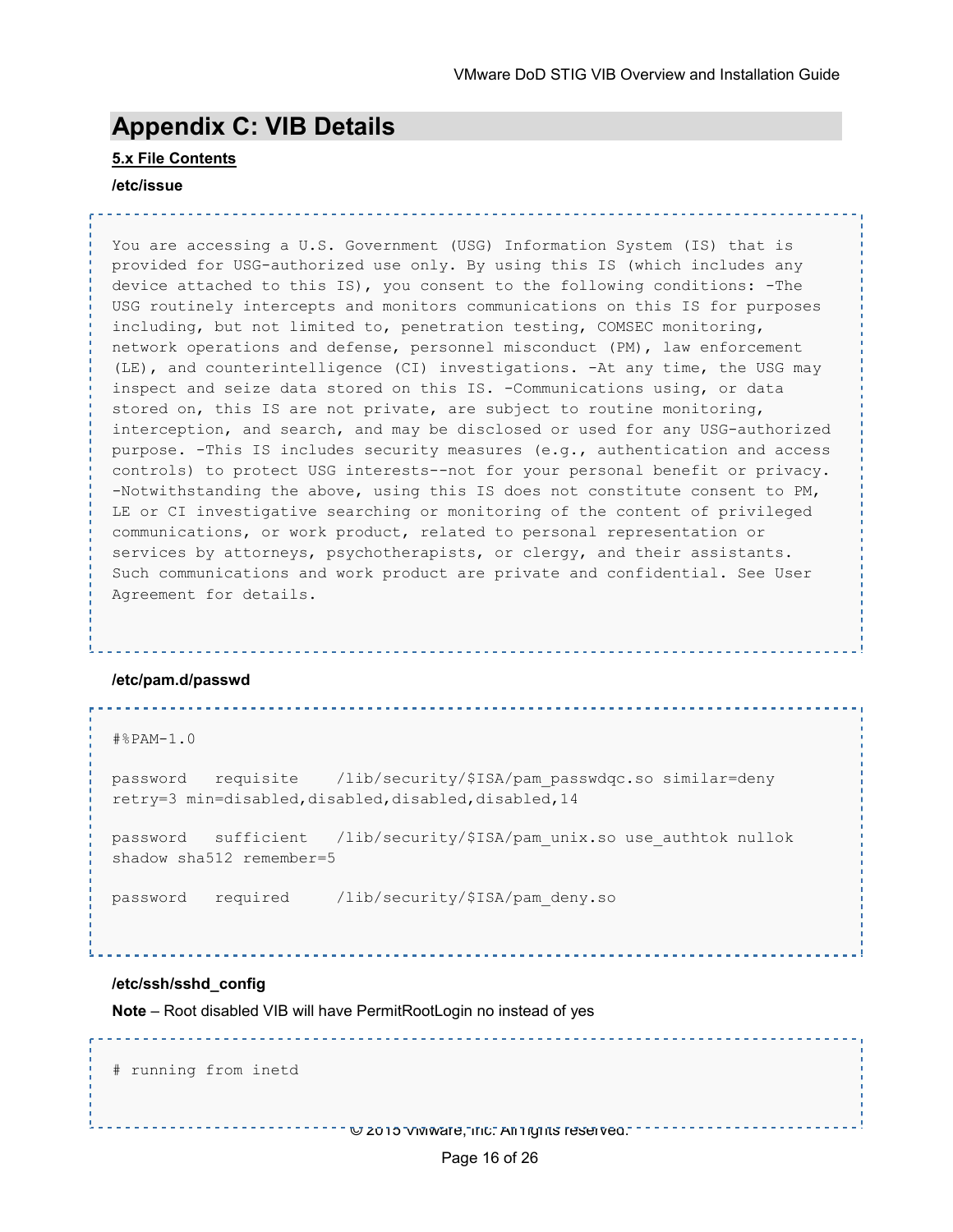# Appendix C: VIB Details

**5.x File Contents**

**/etc/issue**

```
You are accessing a U.S. Government (USG) Information System (IS) that is
provided for USG-authorized use only. By using this IS (which includes any
device attached to this IS), you consent to the following conditions: -The
USG routinely intercepts and monitors communications on this IS for purposes
including, but not limited to, penetration testing, COMSEC monitoring,
network operations and defense, personnel misconduct (PM), law enforcement
(LE), and counterintelligence (CI) investigations. -At any time, the USG may
inspect and seize data stored on this IS. -Communications using, or data
stored on, this IS are not private, are subject to routine monitoring,
interception, and search, and may be disclosed or used for any USG-authorized
purpose. -This IS includes security measures (e.g., authentication and access
controls) to protect USG interests--not for your personal benefit or privacy.
-Notwithstanding the above, using this IS does not constitute consent to PM,
LE or CI investigative searching or monitoring of the content of privileged
communications, or work product, related to personal representation or
services by attorneys, psychotherapists, or clergy, and their assistants.
Such communications and work product are private and confidential. See User
Agreement for details.
```

**/etc/pam.d/passwd**

```
#%PAM-1.0

password   requisite    /lib/security/$ISA/pam_passwdqc.so similar=deny
retry=3 min=disabled,disabled,disabled,disabled,14

password   sufficient   /lib/security/$ISA/pam_unix.so use_authtok nullok
shadow sha512 remember=5

password   required     /lib/security/$ISA/pam_deny.so
```

**/etc/ssh/sshd_config**

**Note** – Root disabled VIB will have PermitRootLogin no instead of yes

```
# running from inetd
```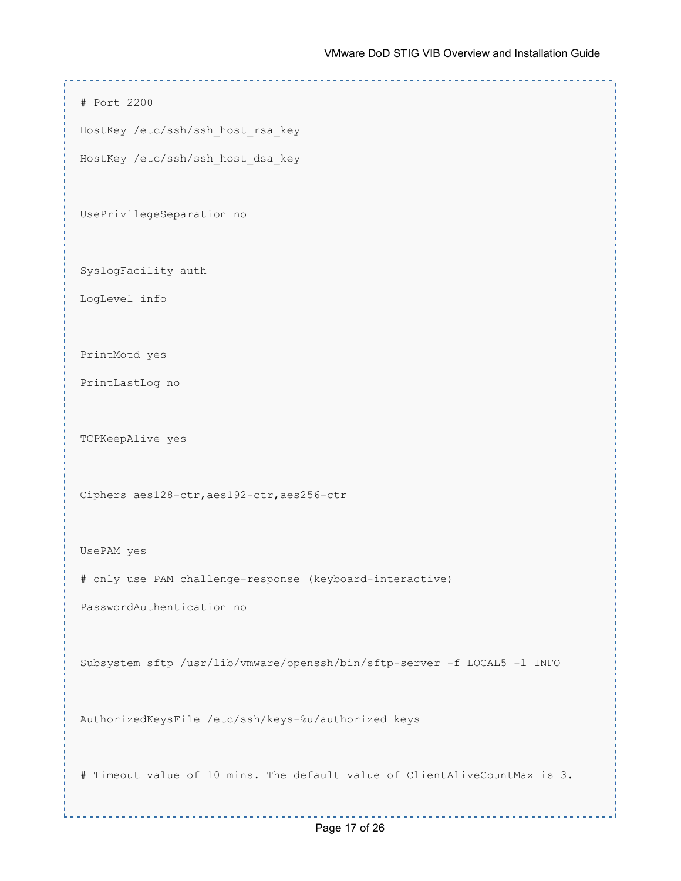```
# Port 2200
HostKey /etc/ssh/ssh_host_rsa_key
HostKey /etc/ssh/ssh_host_dsa_key

UsePrivilegeSeparation no

SyslogFacility auth
LogLevel info

PrintMotd yes
PrintLastLog no

TCPKeepAlive yes

Ciphers aes128-ctr,aes192-ctr,aes256-ctr

UsePAM yes
# only use PAM challenge-response (keyboard-interactive)
PasswordAuthentication no

Subsystem sftp /usr/lib/vmware/openssh/bin/sftp-server -f LOCAL5 -l INFO

AuthorizedKeysFile /etc/ssh/keys-%u/authorized_keys

# Timeout value of 10 mins. The default value of ClientAliveCountMax is 3.
```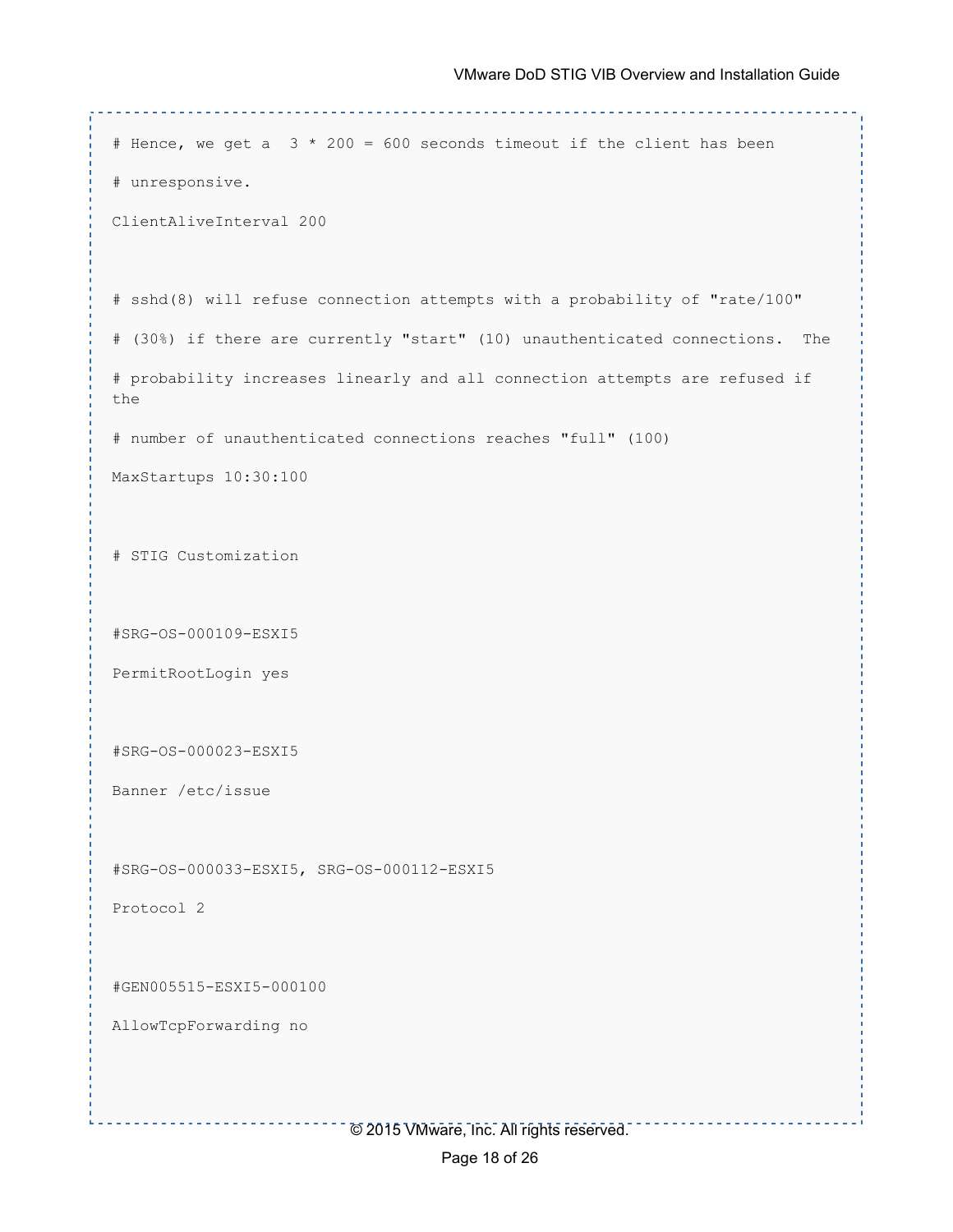```
# Hence, we get a  3 * 200 = 600 seconds timeout if the client has been
# unresponsive.
ClientAliveInterval 200

# sshd(8) will refuse connection attempts with a probability of "rate/100"
# (30%) if there are currently "start" (10) unauthenticated connections.  The
# probability increases linearly and all connection attempts are refused if the
# number of unauthenticated connections reaches "full" (100)
MaxStartups 10:30:100

# STIG Customization

#SRG-OS-000109-ESXI5
PermitRootLogin yes

#SRG-OS-000023-ESXI5
Banner /etc/issue

#SRG-OS-000033-ESXI5, SRG-OS-000112-ESXI5
Protocol 2

#GEN005515-ESXI5-000100
AllowTcpForwarding no
```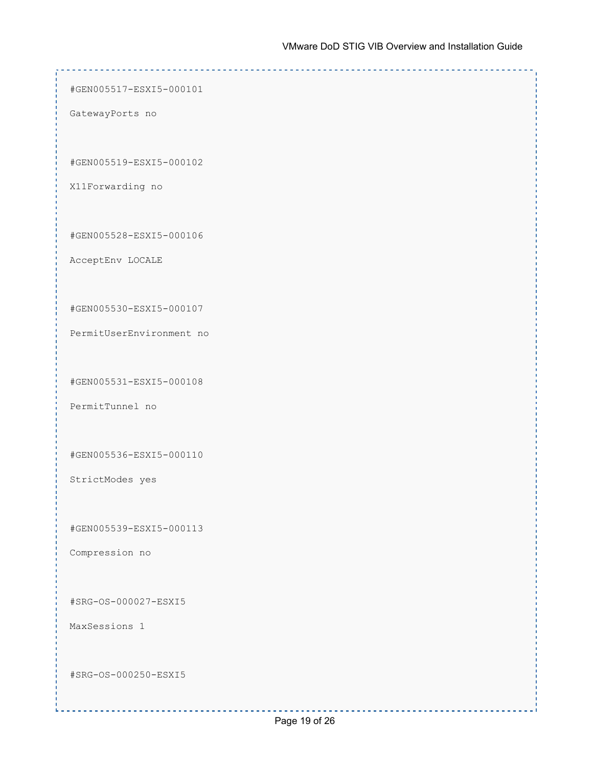```
#GEN005517-ESXI5-000101

GatewayPorts no


#GEN005519-ESXI5-000102

X11Forwarding no


#GEN005528-ESXI5-000106

AcceptEnv LOCALE


#GEN005530-ESXI5-000107

PermitUserEnvironment no


#GEN005531-ESXI5-000108

PermitTunnel no


#GEN005536-ESXI5-000110

StrictModes yes


#GEN005539-ESXI5-000113

Compression no


#SRG-OS-000027-ESXI5

MaxSessions 1


#SRG-OS-000250-ESXI5
```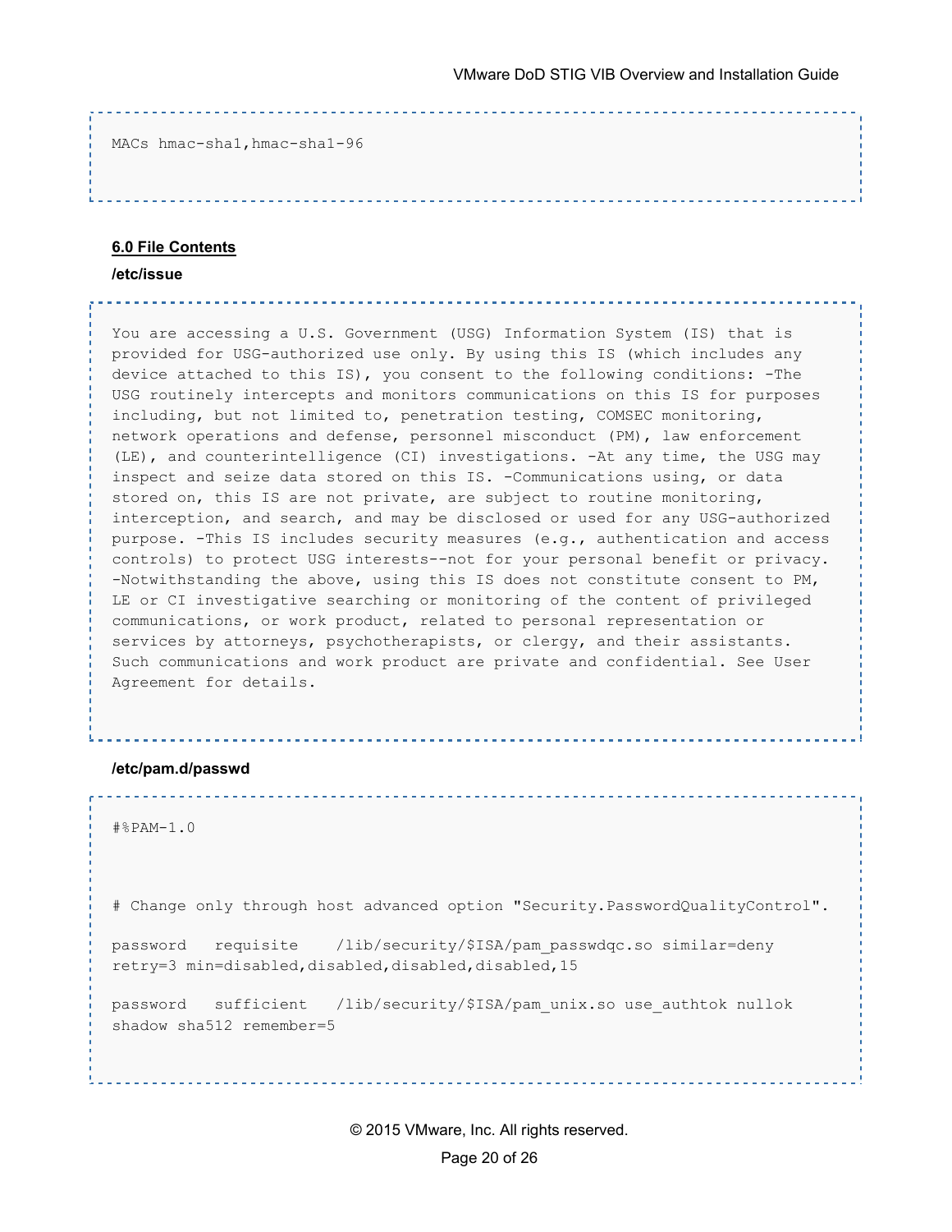```
MACs hmac-sha1,hmac-sha1-96
```

## 6.0 File Contents

### /etc/issue

```
You are accessing a U.S. Government (USG) Information System (IS) that is
provided for USG-authorized use only. By using this IS (which includes any
device attached to this IS), you consent to the following conditions: -The
USG routinely intercepts and monitors communications on this IS for purposes
including, but not limited to, penetration testing, COMSEC monitoring,
network operations and defense, personnel misconduct (PM), law enforcement
(LE), and counterintelligence (CI) investigations. -At any time, the USG may
inspect and seize data stored on this IS. -Communications using, or data
stored on, this IS are not private, are subject to routine monitoring,
interception, and search, and may be disclosed or used for any USG-authorized
purpose. -This IS includes security measures (e.g., authentication and access
controls) to protect USG interests--not for your personal benefit or privacy.
-Notwithstanding the above, using this IS does not constitute consent to PM,
LE or CI investigative searching or monitoring of the content of privileged
communications, or work product, related to personal representation or
services by attorneys, psychotherapists, or clergy, and their assistants.
Such communications and work product are private and confidential. See User
Agreement for details.
```

### /etc/pam.d/passwd

```
#%PAM-1.0


# Change only through host advanced option "Security.PasswordQualityControl".

password   requisite    /lib/security/$ISA/pam_passwdqc.so similar=deny
retry=3 min=disabled,disabled,disabled,disabled,15

password   sufficient   /lib/security/$ISA/pam_unix.so use_authtok nullok
shadow sha512 remember=5
```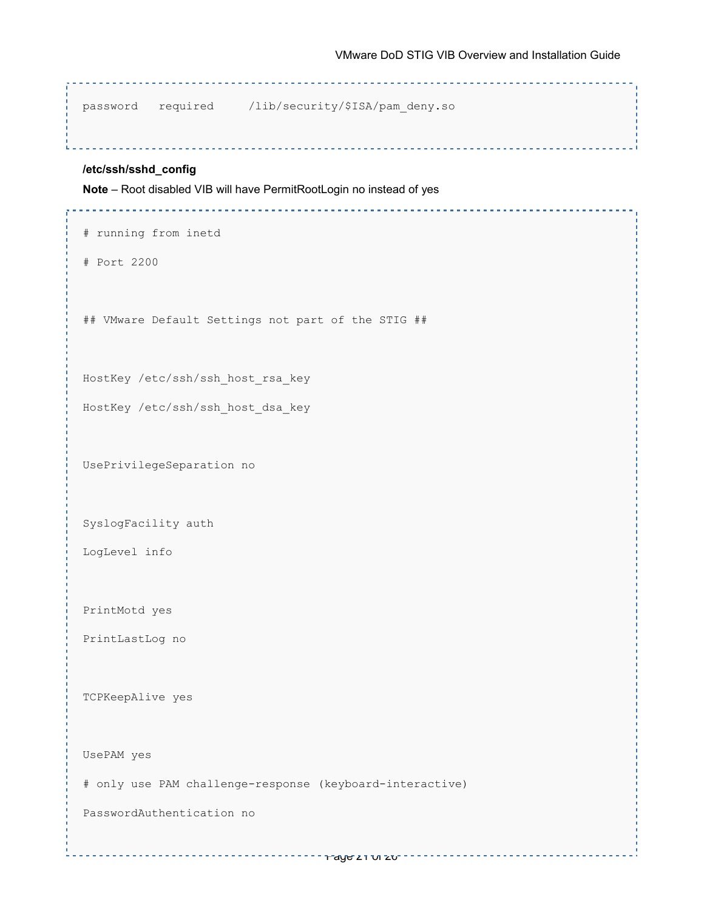```
password   required     /lib/security/$ISA/pam_deny.so
```

**/etc/ssh/sshd_config**

**Note** – Root disabled VIB will have PermitRootLogin no instead of yes

```
# running from inetd

# Port 2200


## VMware Default Settings not part of the STIG ##


HostKey /etc/ssh/ssh_host_rsa_key

HostKey /etc/ssh/ssh_host_dsa_key


UsePrivilegeSeparation no


SyslogFacility auth

LogLevel info


PrintMotd yes

PrintLastLog no


TCPKeepAlive yes


UsePAM yes

# only use PAM challenge-response (keyboard-interactive)

PasswordAuthentication no
```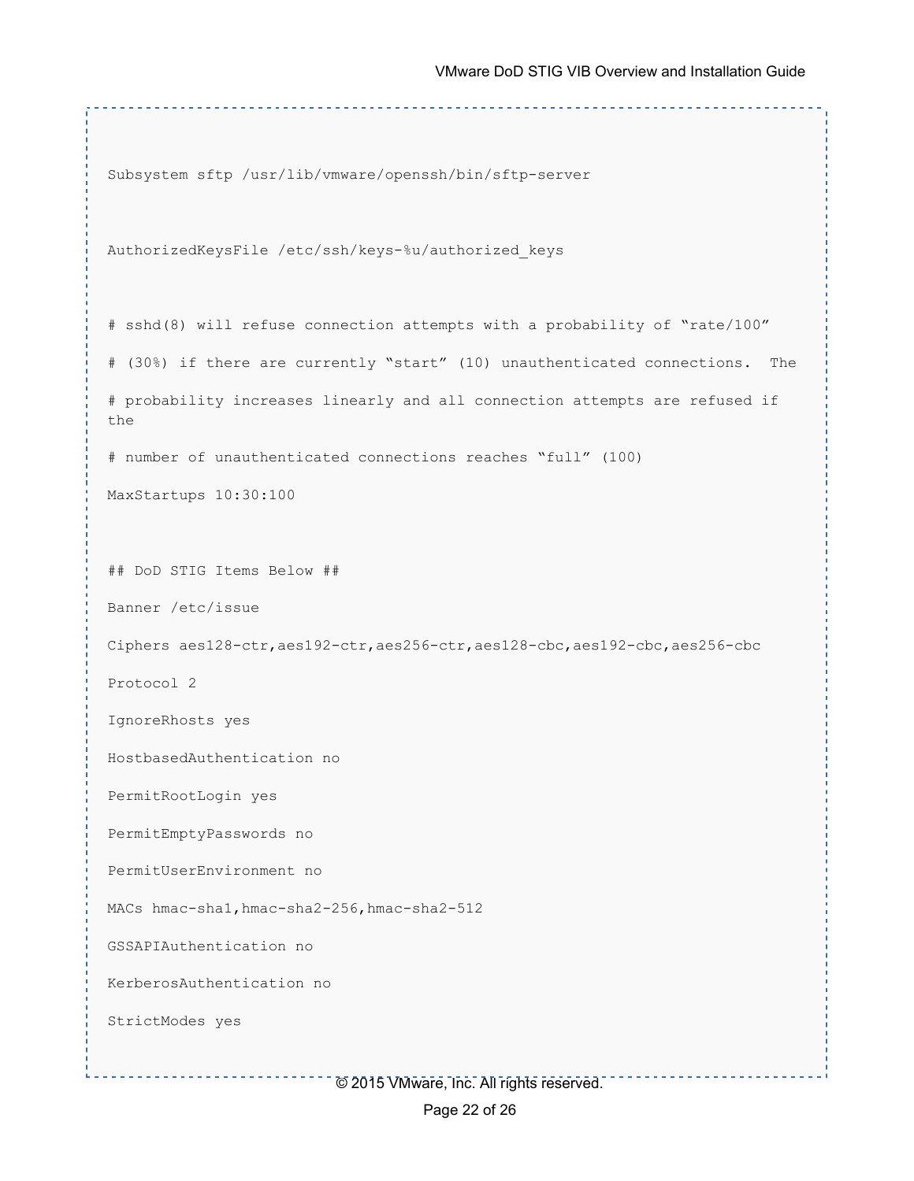```
Subsystem sftp /usr/lib/vmware/openssh/bin/sftp-server


AuthorizedKeysFile /etc/ssh/keys-%u/authorized_keys


# sshd(8) will refuse connection attempts with a probability of “rate/100”

# (30%) if there are currently “start” (10) unauthenticated connections.  The

# probability increases linearly and all connection attempts are refused if the

# number of unauthenticated connections reaches “full” (100)

MaxStartups 10:30:100


## DoD STIG Items Below ##

Banner /etc/issue

Ciphers aes128-ctr,aes192-ctr,aes256-ctr,aes128-cbc,aes192-cbc,aes256-cbc

Protocol 2

IgnoreRhosts yes

HostbasedAuthentication no

PermitRootLogin yes

PermitEmptyPasswords no

PermitUserEnvironment no

MACs hmac-sha1,hmac-sha2-256,hmac-sha2-512

GSSAPIAuthentication no

KerberosAuthentication no

StrictModes yes
```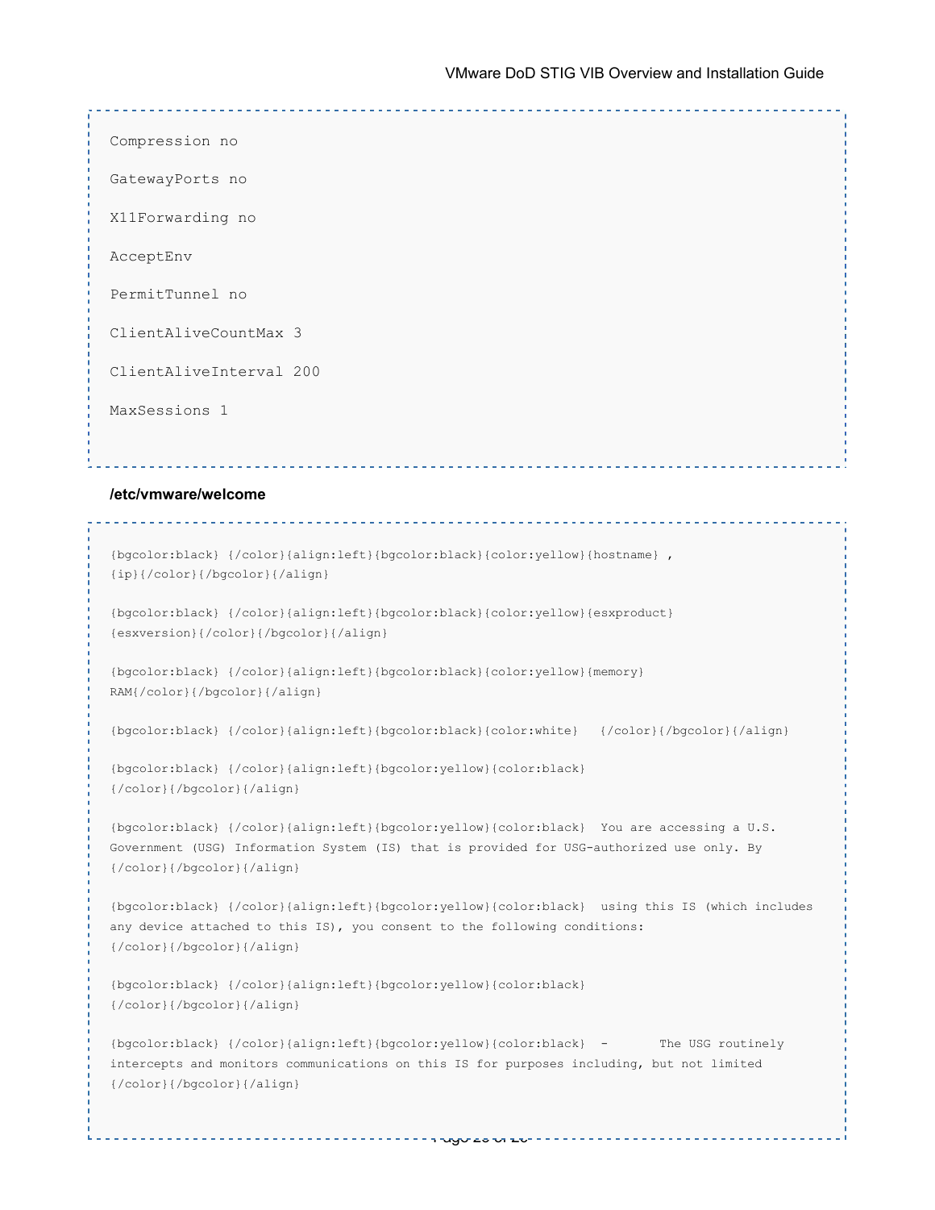```
Compression no

GatewayPorts no

X11Forwarding no

AcceptEnv

PermitTunnel no

ClientAliveCountMax 3

ClientAliveInterval 200

MaxSessions 1
```

**/etc/vmware/welcome**

```
{bgcolor:black} {/color}{align:left}{bgcolor:black}{color:yellow}{hostname} ,
{ip}{/color}{/bgcolor}{/align}

{bgcolor:black} {/color}{align:left}{bgcolor:black}{color:yellow}{esxproduct}
{esxversion}{/color}{/bgcolor}{/align}

{bgcolor:black} {/color}{align:left}{bgcolor:black}{color:yellow}{memory}
RAM{/color}{/bgcolor}{/align}

{bgcolor:black} {/color}{align:left}{bgcolor:black}{color:white}   {/color}{/bgcolor}{/align}

{bgcolor:black} {/color}{align:left}{bgcolor:yellow}{color:black}
{/color}{/bgcolor}{/align}

{bgcolor:black} {/color}{align:left}{bgcolor:yellow}{color:black}  You are accessing a U.S.
Government (USG) Information System (IS) that is provided for USG-authorized use only. By
{/color}{/bgcolor}{/align}

{bgcolor:black} {/color}{align:left}{bgcolor:yellow}{color:black}  using this IS (which includes
any device attached to this IS), you consent to the following conditions:
{/color}{/bgcolor}{/align}

{bgcolor:black} {/color}{align:left}{bgcolor:yellow}{color:black}
{/color}{/bgcolor}{/align}

{bgcolor:black} {/color}{align:left}{bgcolor:yellow}{color:black}  -       The USG routinely
intercepts and monitors communications on this IS for purposes including, but not limited
{/color}{/bgcolor}{/align}
```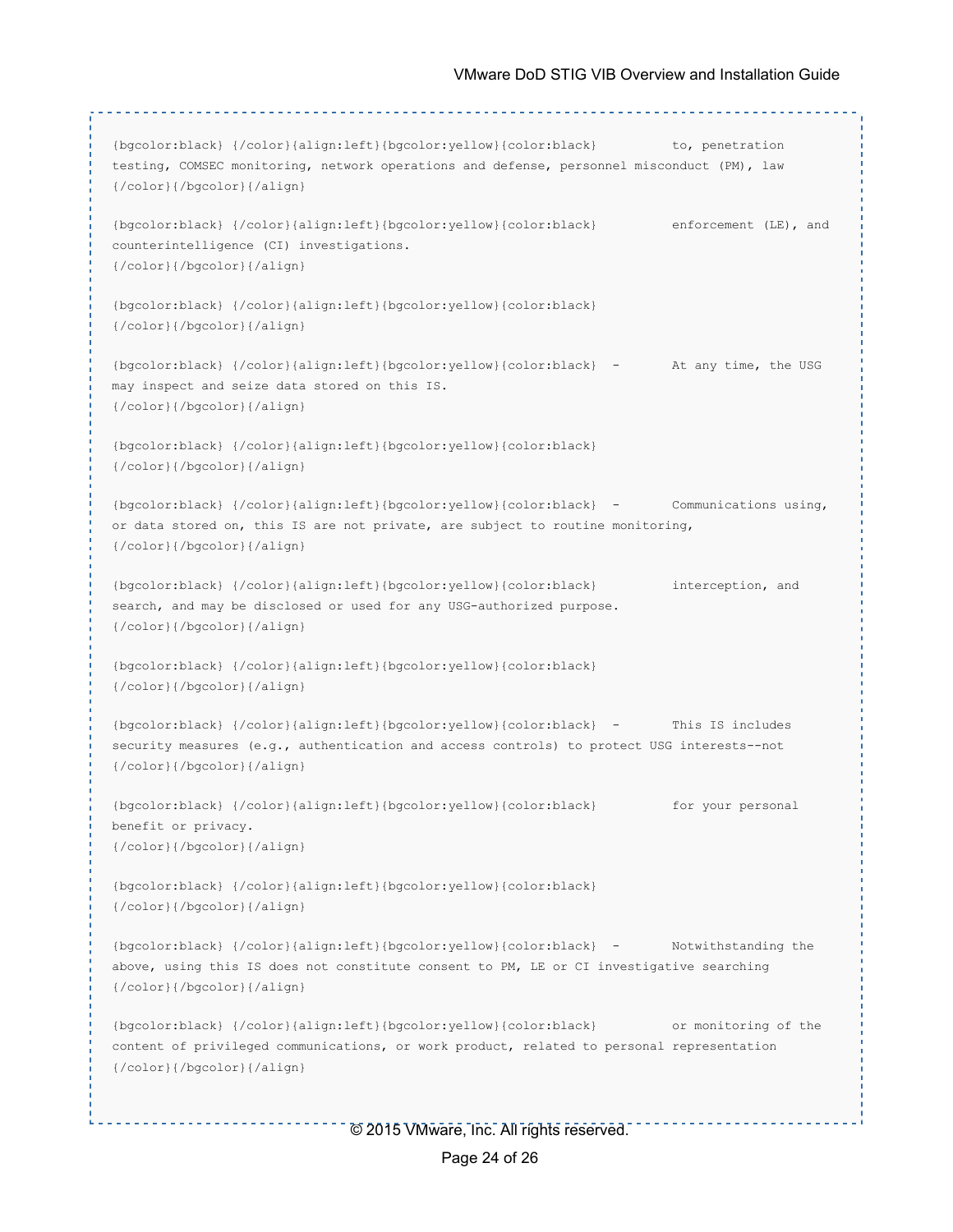```
{bgcolor:black} {/color}{align:left}{bgcolor:yellow}{color:black}          to, penetration
testing, COMSEC monitoring, network operations and defense, personnel misconduct (PM), law
{/color}{/bgcolor}{/align}

{bgcolor:black} {/color}{align:left}{bgcolor:yellow}{color:black}          enforcement (LE), and
counterintelligence (CI) investigations.
{/color}{/bgcolor}{/align}

{bgcolor:black} {/color}{align:left}{bgcolor:yellow}{color:black}
{/color}{/bgcolor}{/align}

{bgcolor:black} {/color}{align:left}{bgcolor:yellow}{color:black}  -       At any time, the USG
may inspect and seize data stored on this IS.
{/color}{/bgcolor}{/align}

{bgcolor:black} {/color}{align:left}{bgcolor:yellow}{color:black}
{/color}{/bgcolor}{/align}

{bgcolor:black} {/color}{align:left}{bgcolor:yellow}{color:black}  -       Communications using,
or data stored on, this IS are not private, are subject to routine monitoring,
{/color}{/bgcolor}{/align}

{bgcolor:black} {/color}{align:left}{bgcolor:yellow}{color:black}          interception, and
search, and may be disclosed or used for any USG-authorized purpose.
{/color}{/bgcolor}{/align}

{bgcolor:black} {/color}{align:left}{bgcolor:yellow}{color:black}
{/color}{/bgcolor}{/align}

{bgcolor:black} {/color}{align:left}{bgcolor:yellow}{color:black}  -       This IS includes
security measures (e.g., authentication and access controls) to protect USG interests--not
{/color}{/bgcolor}{/align}

{bgcolor:black} {/color}{align:left}{bgcolor:yellow}{color:black}          for your personal
benefit or privacy.
{/color}{/bgcolor}{/align}

{bgcolor:black} {/color}{align:left}{bgcolor:yellow}{color:black}
{/color}{/bgcolor}{/align}

{bgcolor:black} {/color}{align:left}{bgcolor:yellow}{color:black}  -       Notwithstanding the
above, using this IS does not constitute consent to PM, LE or CI investigative searching
{/color}{/bgcolor}{/align}

{bgcolor:black} {/color}{align:left}{bgcolor:yellow}{color:black}          or monitoring of the
content of privileged communications, or work product, related to personal representation
{/color}{/bgcolor}{/align}
```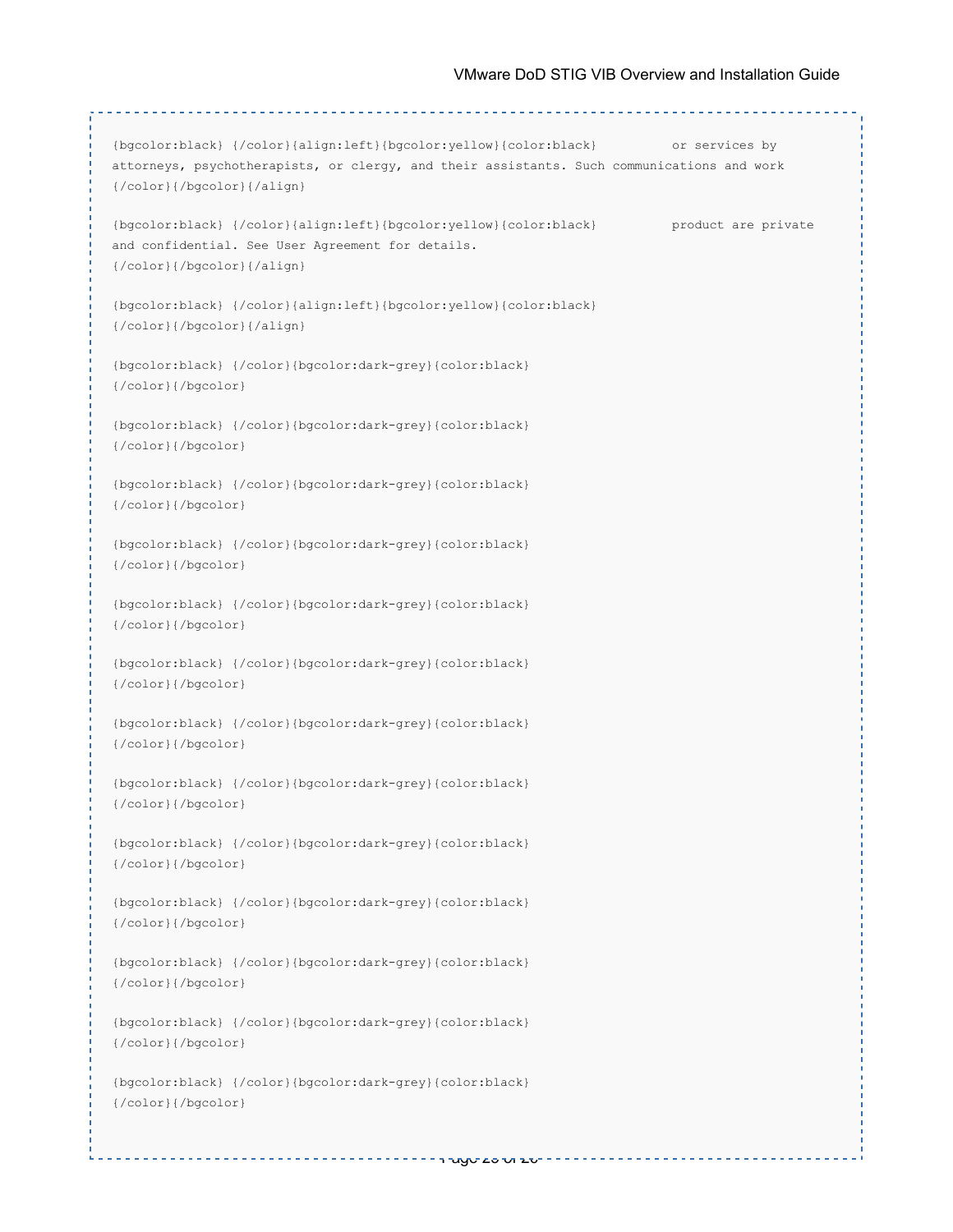```
{bgcolor:black} {/color}{align:left}{bgcolor:yellow}{color:black}          or services by
attorneys, psychotherapists, or clergy, and their assistants. Such communications and work
{/color}{/bgcolor}{/align}

{bgcolor:black} {/color}{align:left}{bgcolor:yellow}{color:black}          product are private
and confidential. See User Agreement for details.
{/color}{/bgcolor}{/align}

{bgcolor:black} {/color}{align:left}{bgcolor:yellow}{color:black}
{/color}{/bgcolor}{/align}

{bgcolor:black} {/color}{bgcolor:dark-grey}{color:black}
{/color}{/bgcolor}

{bgcolor:black} {/color}{bgcolor:dark-grey}{color:black}
{/color}{/bgcolor}

{bgcolor:black} {/color}{bgcolor:dark-grey}{color:black}
{/color}{/bgcolor}

{bgcolor:black} {/color}{bgcolor:dark-grey}{color:black}
{/color}{/bgcolor}

{bgcolor:black} {/color}{bgcolor:dark-grey}{color:black}
{/color}{/bgcolor}

{bgcolor:black} {/color}{bgcolor:dark-grey}{color:black}
{/color}{/bgcolor}

{bgcolor:black} {/color}{bgcolor:dark-grey}{color:black}
{/color}{/bgcolor}

{bgcolor:black} {/color}{bgcolor:dark-grey}{color:black}
{/color}{/bgcolor}

{bgcolor:black} {/color}{bgcolor:dark-grey}{color:black}
{/color}{/bgcolor}

{bgcolor:black} {/color}{bgcolor:dark-grey}{color:black}
{/color}{/bgcolor}

{bgcolor:black} {/color}{bgcolor:dark-grey}{color:black}
{/color}{/bgcolor}

{bgcolor:black} {/color}{bgcolor:dark-grey}{color:black}
{/color}{/bgcolor}

{bgcolor:black} {/color}{bgcolor:dark-grey}{color:black}
{/color}{/bgcolor}
```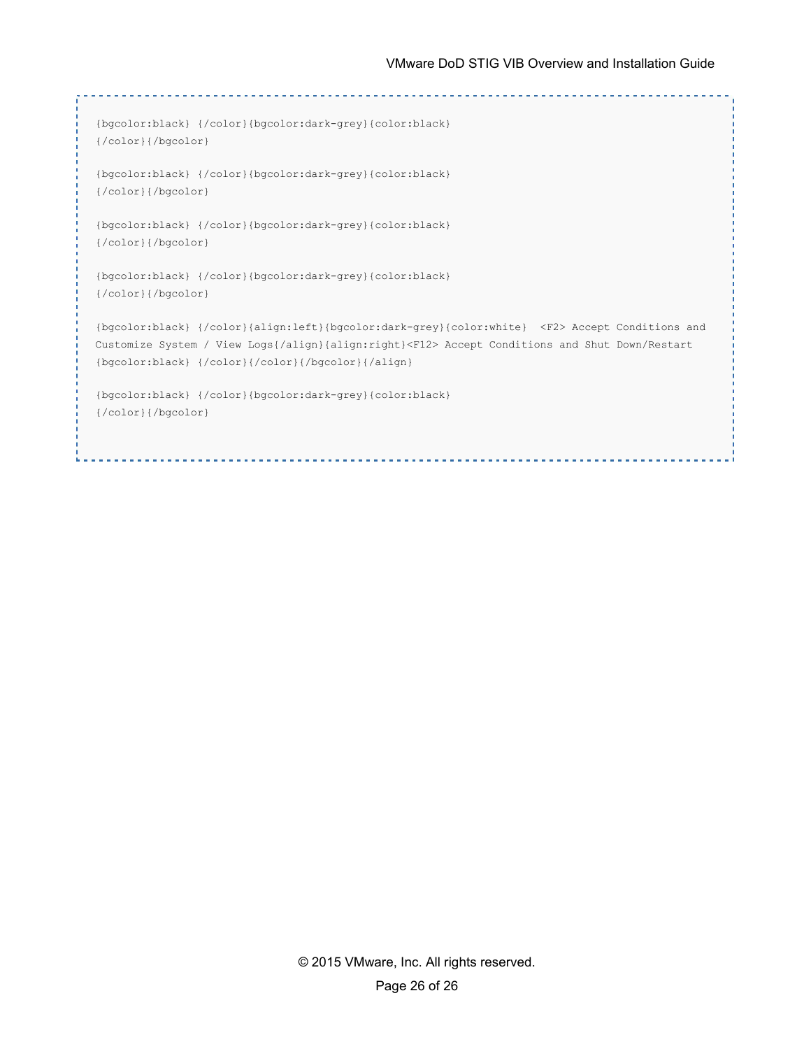```
{bgcolor:black} {/color}{bgcolor:dark-grey}{color:black}
{/color}{/bgcolor}

{bgcolor:black} {/color}{bgcolor:dark-grey}{color:black}
{/color}{/bgcolor}

{bgcolor:black} {/color}{bgcolor:dark-grey}{color:black}
{/color}{/bgcolor}

{bgcolor:black} {/color}{bgcolor:dark-grey}{color:black}
{/color}{/bgcolor}

{bgcolor:black} {/color}{align:left}{bgcolor:dark-grey}{color:white}  <F2> Accept Conditions and
Customize System / View Logs{/align}{align:right}<F12> Accept Conditions and Shut Down/Restart
{bgcolor:black} {/color}{/color}{/bgcolor}{/align}

{bgcolor:black} {/color}{bgcolor:dark-grey}{color:black}
{/color}{/bgcolor}
```

© 2015 VMware, Inc. All rights reserved.